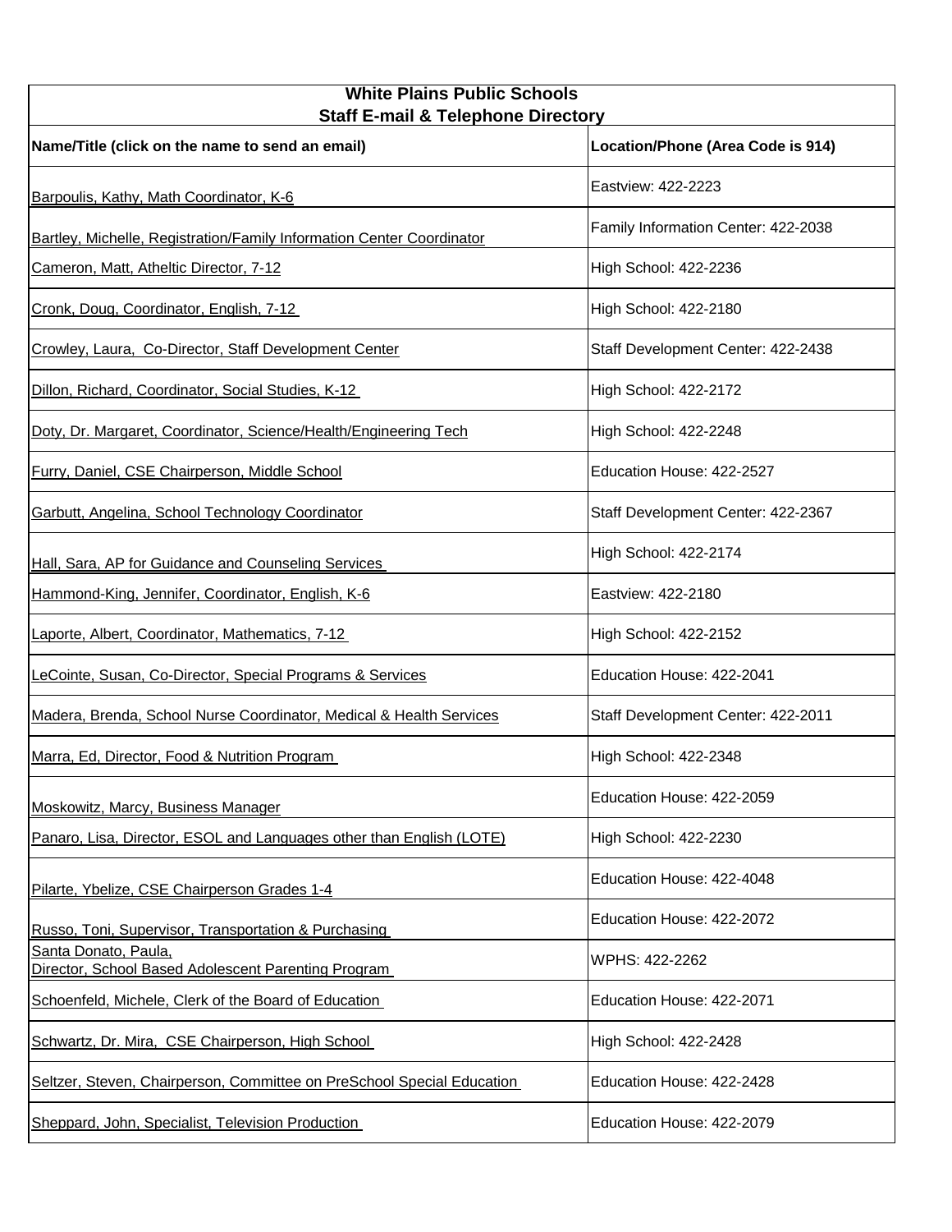| White Plains Public Schools<br>Staff E-mail & Telephone Directory | |
|---|---|
| **Name/Title (click on the name to send an email)** | **Location/Phone (Area Code is 914)** |
| Barpoulis, Kathy, Math Coordinator, K-6 | Eastview: 422-2223 |
| Bartley, Michelle, Registration/Family Information Center Coordinator | Family Information Center: 422-2038 |
| Cameron, Matt, Atheltic Director, 7-12 | High School: 422-2236 |
| Cronk, Doug, Coordinator, English, 7-12 | High School: 422-2180 |
| Crowley, Laura, Co-Director, Staff Development Center | Staff Development Center: 422-2438 |
| Dillon, Richard, Coordinator, Social Studies, K-12 | High School: 422-2172 |
| Doty, Dr. Margaret, Coordinator, Science/Health/Engineering Tech | High School: 422-2248 |
| Furry, Daniel, CSE Chairperson, Middle School | Education House: 422-2527 |
| Garbutt, Angelina, School Technology Coordinator | Staff Development Center: 422-2367 |
| Hall, Sara, AP for Guidance and Counseling Services | High School: 422-2174 |
| Hammond-King, Jennifer, Coordinator, English, K-6 | Eastview: 422-2180 |
| Laporte, Albert, Coordinator, Mathematics, 7-12 | High School: 422-2152 |
| LeCointe, Susan, Co-Director, Special Programs & Services | Education House: 422-2041 |
| Madera, Brenda, School Nurse Coordinator, Medical & Health Services | Staff Development Center: 422-2011 |
| Marra, Ed, Director, Food & Nutrition Program | High School: 422-2348 |
| Moskowitz, Marcy, Business Manager | Education House: 422-2059 |
| Panaro, Lisa, Director, ESOL and Languages other than English (LOTE) | High School: 422-2230 |
| Pilarte, Ybelize, CSE Chairperson Grades 1-4 | Education House: 422-4048 |
| Russo, Toni, Supervisor, Transportation & Purchasing | Education House: 422-2072 |
| Santa Donato, Paula,<br>Director, School Based Adolescent Parenting Program | WPHS: 422-2262 |
| Schoenfeld, Michele, Clerk of the Board of Education | Education House: 422-2071 |
| Schwartz, Dr. Mira, CSE Chairperson, High School | High School: 422-2428 |
| Seltzer, Steven, Chairperson, Committee on PreSchool Special Education | Education House: 422-2428 |
| Sheppard, John, Specialist, Television Production | Education House: 422-2079 |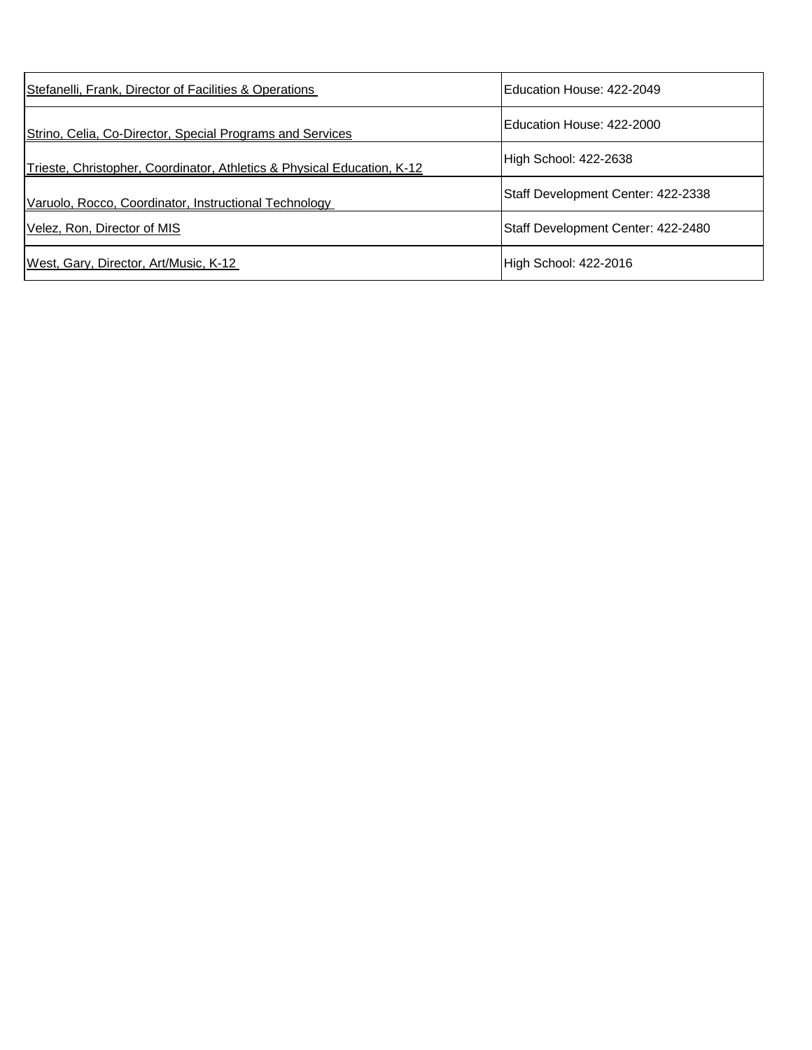| | |
|---|---|
| Stefanelli, Frank, Director of Facilities & Operations | Education House: 422-2049 |
| Strino, Celia, Co-Director, Special Programs and Services | Education House: 422-2000 |
| Trieste, Christopher, Coordinator, Athletics & Physical Education, K-12 | High School: 422-2638 |
| Varuolo, Rocco, Coordinator, Instructional Technology | Staff Development Center: 422-2338 |
| Velez, Ron, Director of MIS | Staff Development Center: 422-2480 |
| West, Gary, Director, Art/Music, K-12 | High School: 422-2016 |